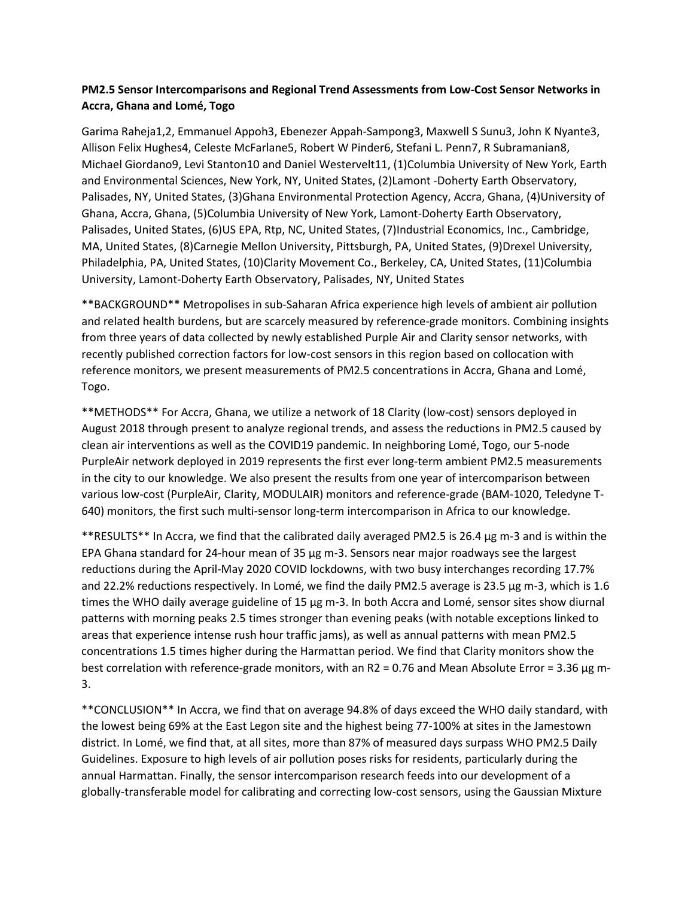**PM2.5 Sensor Intercomparisons and Regional Trend Assessments from Low-Cost Sensor Networks in Accra, Ghana and Lomé, Togo**

Garima Raheja[1,2], Emmanuel Appoh[3], Ebenezer Appah-Sampong[3], Maxwell S Sunu[3], John K Nyante[3], Allison Felix Hughes[4], Celeste McFarlane[5], Robert W Pinder[6], Stefani L. Penn[7], R Subramanian[8], Michael Giordano[9], Levi Stanton[10] and Daniel Westervelt[11], (1)Columbia University of New York, Earth and Environmental Sciences, New York, NY, United States, (2)Lamont -Doherty Earth Observatory, Palisades, NY, United States, (3)Ghana Environmental Protection Agency, Accra, Ghana, (4)University of Ghana, Accra, Ghana, (5)Columbia University of New York, Lamont-Doherty Earth Observatory, Palisades, United States, (6)US EPA, Rtp, NC, United States, (7)Industrial Economics, Inc., Cambridge, MA, United States, (8)Carnegie Mellon University, Pittsburgh, PA, United States, (9)Drexel University, Philadelphia, PA, United States, (10)Clarity Movement Co., Berkeley, CA, United States, (11)Columbia University, Lamont-Doherty Earth Observatory, Palisades, NY, United States

**BACKGROUND** Metropolises in sub-Saharan Africa experience high levels of ambient air pollution and related health burdens, but are scarcely measured by reference-grade monitors. Combining insights from three years of data collected by newly established Purple Air and Clarity sensor networks, with recently published correction factors for low-cost sensors in this region based on collocation with reference monitors, we present measurements of PM2.5 concentrations in Accra, Ghana and Lomé, Togo.

**METHODS** For Accra, Ghana, we utilize a network of 18 Clarity (low-cost) sensors deployed in August 2018 through present to analyze regional trends, and assess the reductions in PM2.5 caused by clean air interventions as well as the COVID19 pandemic. In neighboring Lomé, Togo, our 5-node PurpleAir network deployed in 2019 represents the first ever long-term ambient PM2.5 measurements in the city to our knowledge. We also present the results from one year of intercomparison between various low-cost (PurpleAir, Clarity, MODULAIR) monitors and reference-grade (BAM-1020, Teledyne T-640) monitors, the first such multi-sensor long-term intercomparison in Africa to our knowledge.

**RESULTS** In Accra, we find that the calibrated daily averaged PM2.5 is 26.4 µg m-3 and is within the EPA Ghana standard for 24-hour mean of 35 µg m-3. Sensors near major roadways see the largest reductions during the April-May 2020 COVID lockdowns, with two busy interchanges recording 17.7% and 22.2% reductions respectively. In Lomé, we find the daily PM2.5 average is 23.5 µg m-3, which is 1.6 times the WHO daily average guideline of 15 µg m-3. In both Accra and Lomé, sensor sites show diurnal patterns with morning peaks 2.5 times stronger than evening peaks (with notable exceptions linked to areas that experience intense rush hour traffic jams), as well as annual patterns with mean PM2.5 concentrations 1.5 times higher during the Harmattan period. We find that Clarity monitors show the best correlation with reference-grade monitors, with an $R^2 = 0.76$ and Mean Absolute Error = 3.36 µg m-3.

**CONCLUSION** In Accra, we find that on average 94.8% of days exceed the WHO daily standard, with the lowest being 69% at the East Legon site and the highest being 77-100% at sites in the Jamestown district. In Lomé, we find that, at all sites, more than 87% of measured days surpass WHO PM2.5 Daily Guidelines. Exposure to high levels of air pollution poses risks for residents, particularly during the annual Harmattan. Finally, the sensor intercomparison research feeds into our development of a globally-transferable model for calibrating and correcting low-cost sensors, using the Gaussian Mixture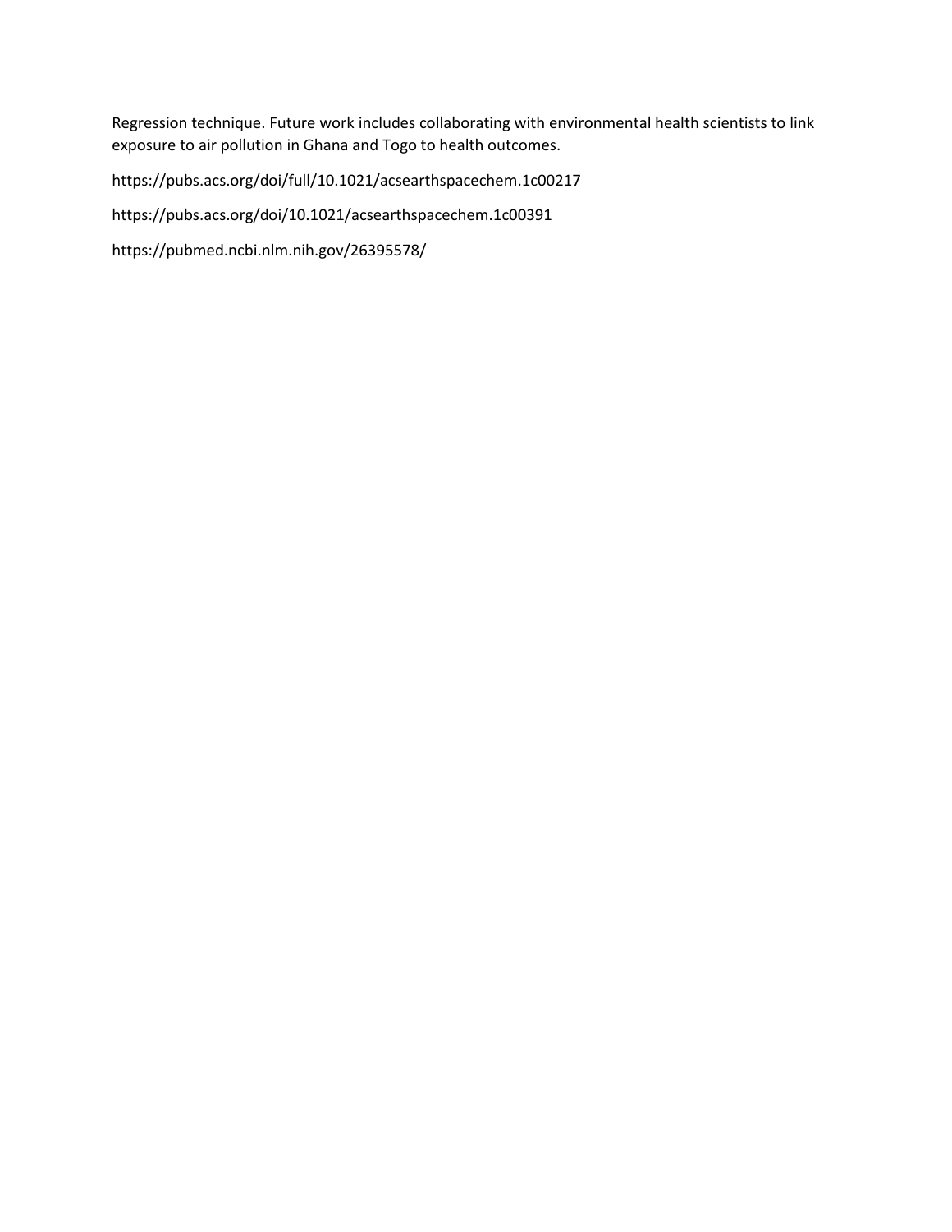Regression technique. Future work includes collaborating with environmental health scientists to link exposure to air pollution in Ghana and Togo to health outcomes.

https://pubs.acs.org/doi/full/10.1021/acsearthspacechem.1c00217

https://pubs.acs.org/doi/10.1021/acsearthspacechem.1c00391

https://pubmed.ncbi.nlm.nih.gov/26395578/